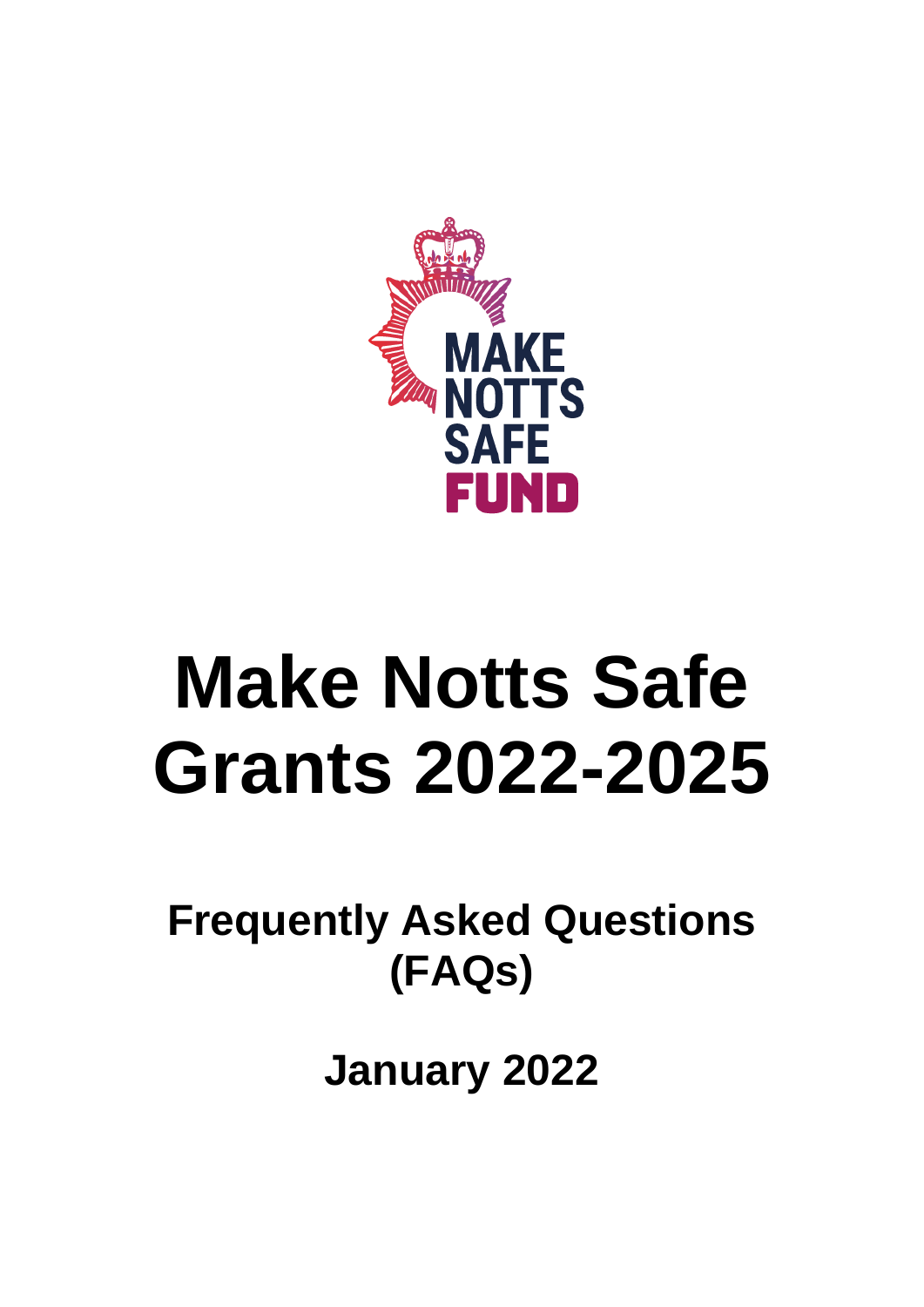# Make Notts Safe Grants 2022-2025

## Frequently Asked Questions (FAQs)

**January 2022**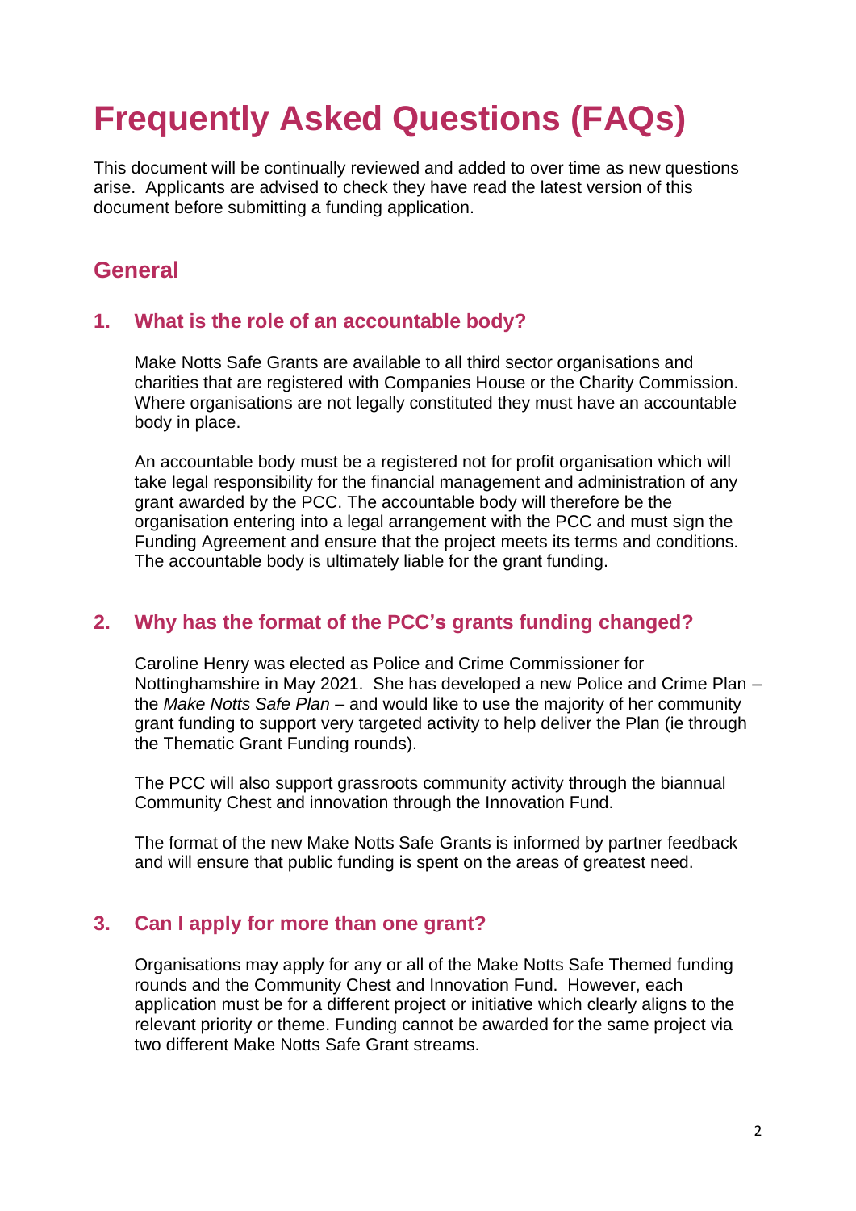# Frequently Asked Questions (FAQs)

This document will be continually reviewed and added to over time as new questions arise. Applicants are advised to check they have read the latest version of this document before submitting a funding application.

## General

### 1. What is the role of an accountable body?

Make Notts Safe Grants are available to all third sector organisations and charities that are registered with Companies House or the Charity Commission. Where organisations are not legally constituted they must have an accountable body in place.

An accountable body must be a registered not for profit organisation which will take legal responsibility for the financial management and administration of any grant awarded by the PCC. The accountable body will therefore be the organisation entering into a legal arrangement with the PCC and must sign the Funding Agreement and ensure that the project meets its terms and conditions. The accountable body is ultimately liable for the grant funding.

### 2. Why has the format of the PCC's grants funding changed?

Caroline Henry was elected as Police and Crime Commissioner for Nottinghamshire in May 2021. She has developed a new Police and Crime Plan – the *Make Notts Safe Plan* – and would like to use the majority of her community grant funding to support very targeted activity to help deliver the Plan (ie through the Thematic Grant Funding rounds).

The PCC will also support grassroots community activity through the biannual Community Chest and innovation through the Innovation Fund.

The format of the new Make Notts Safe Grants is informed by partner feedback and will ensure that public funding is spent on the areas of greatest need.

### 3. Can I apply for more than one grant?

Organisations may apply for any or all of the Make Notts Safe Themed funding rounds and the Community Chest and Innovation Fund. However, each application must be for a different project or initiative which clearly aligns to the relevant priority or theme. Funding cannot be awarded for the same project via two different Make Notts Safe Grant streams.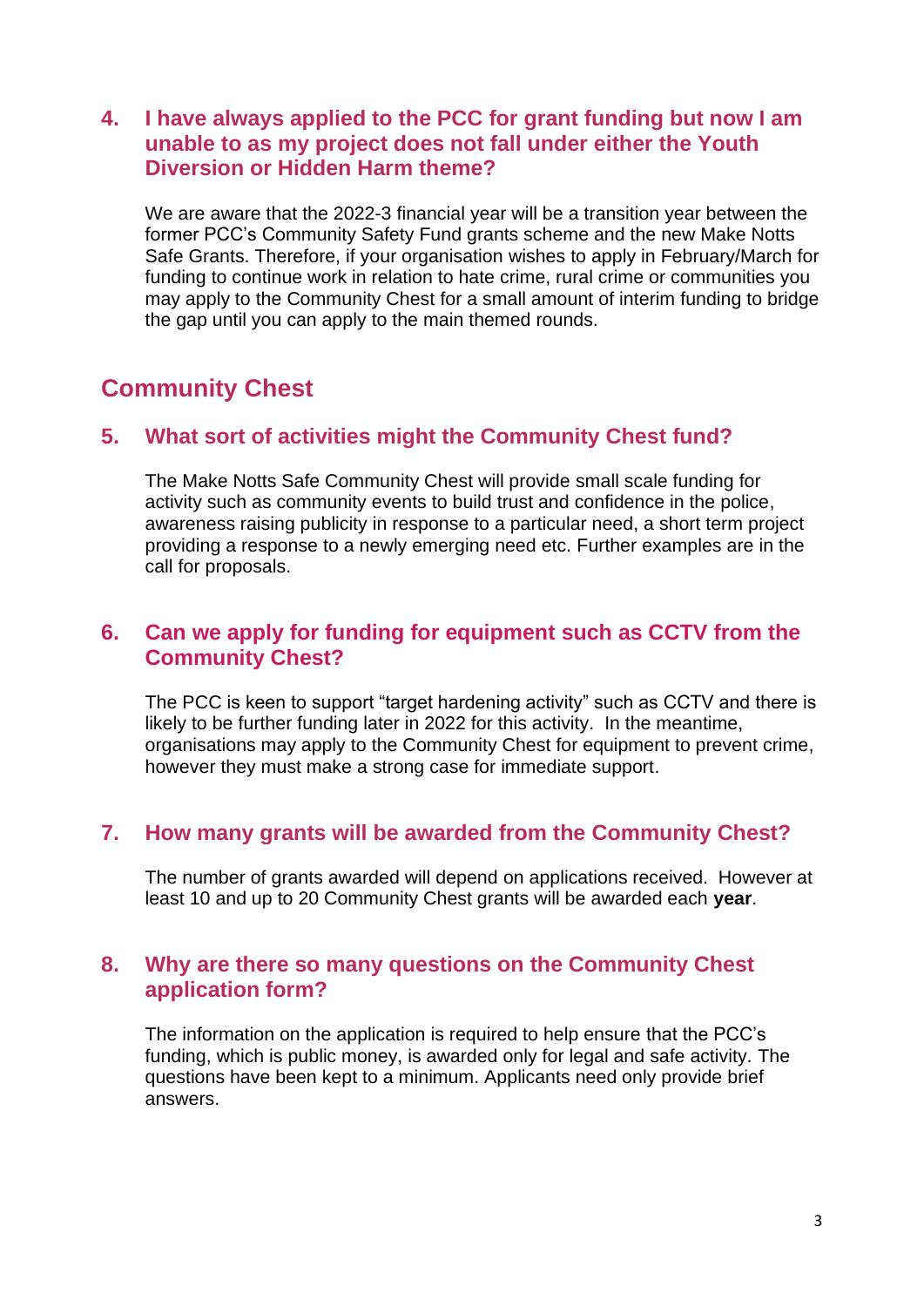### 4. I have always applied to the PCC for grant funding but now I am unable to as my project does not fall under either the Youth Diversion or Hidden Harm theme?

We are aware that the 2022-3 financial year will be a transition year between the former PCC's Community Safety Fund grants scheme and the new Make Notts Safe Grants. Therefore, if your organisation wishes to apply in February/March for funding to continue work in relation to hate crime, rural crime or communities you may apply to the Community Chest for a small amount of interim funding to bridge the gap until you can apply to the main themed rounds.

## Community Chest

### 5. What sort of activities might the Community Chest fund?

The Make Notts Safe Community Chest will provide small scale funding for activity such as community events to build trust and confidence in the police, awareness raising publicity in response to a particular need, a short term project providing a response to a newly emerging need etc. Further examples are in the call for proposals.

### 6. Can we apply for funding for equipment such as CCTV from the Community Chest?

The PCC is keen to support "target hardening activity" such as CCTV and there is likely to be further funding later in 2022 for this activity. In the meantime, organisations may apply to the Community Chest for equipment to prevent crime, however they must make a strong case for immediate support.

### 7. How many grants will be awarded from the Community Chest?

The number of grants awarded will depend on applications received. However at least 10 and up to 20 Community Chest grants will be awarded each **year**.

### 8. Why are there so many questions on the Community Chest application form?

The information on the application is required to help ensure that the PCC's funding, which is public money, is awarded only for legal and safe activity. The questions have been kept to a minimum. Applicants need only provide brief answers.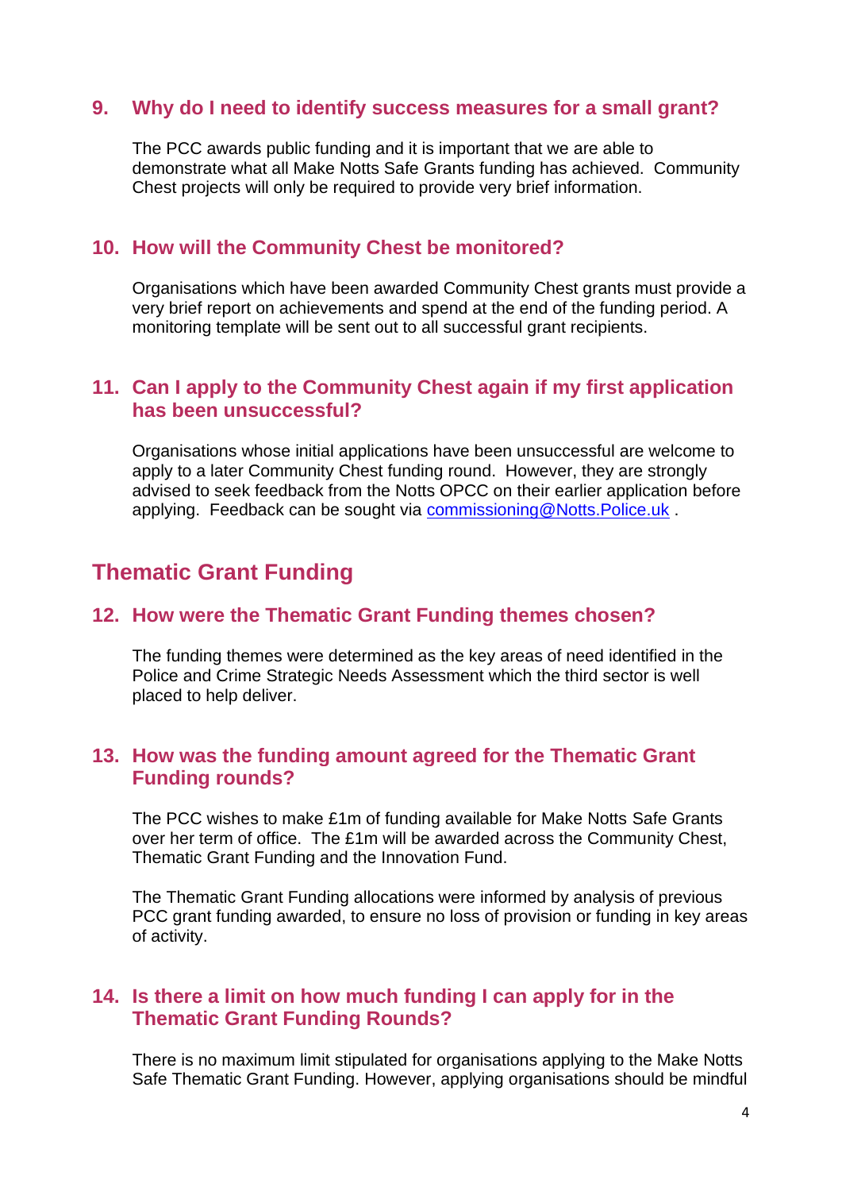### 9. Why do I need to identify success measures for a small grant?

The PCC awards public funding and it is important that we are able to demonstrate what all Make Notts Safe Grants funding has achieved. Community Chest projects will only be required to provide very brief information.

### 10. How will the Community Chest be monitored?

Organisations which have been awarded Community Chest grants must provide a very brief report on achievements and spend at the end of the funding period. A monitoring template will be sent out to all successful grant recipients.

### 11. Can I apply to the Community Chest again if my first application has been unsuccessful?

Organisations whose initial applications have been unsuccessful are welcome to apply to a later Community Chest funding round. However, they are strongly advised to seek feedback from the Notts OPCC on their earlier application before applying. Feedback can be sought via [commissioning@Notts.Police.uk](mailto:commissioning@Notts.Police.uk) .

## Thematic Grant Funding

### 12. How were the Thematic Grant Funding themes chosen?

The funding themes were determined as the key areas of need identified in the Police and Crime Strategic Needs Assessment which the third sector is well placed to help deliver.

### 13. How was the funding amount agreed for the Thematic Grant Funding rounds?

The PCC wishes to make £1m of funding available for Make Notts Safe Grants over her term of office. The £1m will be awarded across the Community Chest, Thematic Grant Funding and the Innovation Fund.

The Thematic Grant Funding allocations were informed by analysis of previous PCC grant funding awarded, to ensure no loss of provision or funding in key areas of activity.

### 14. Is there a limit on how much funding I can apply for in the Thematic Grant Funding Rounds?

There is no maximum limit stipulated for organisations applying to the Make Notts Safe Thematic Grant Funding. However, applying organisations should be mindful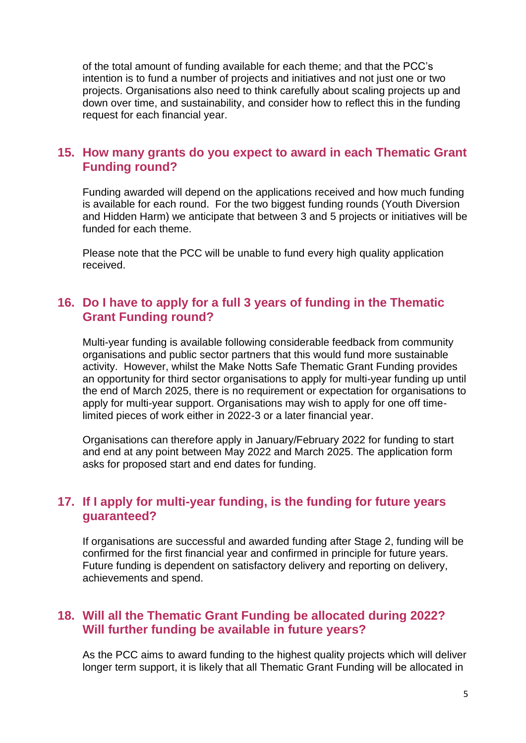of the total amount of funding available for each theme; and that the PCC's intention is to fund a number of projects and initiatives and not just one or two projects. Organisations also need to think carefully about scaling projects up and down over time, and sustainability, and consider how to reflect this in the funding request for each financial year.

## 15. How many grants do you expect to award in each Thematic Grant Funding round?

Funding awarded will depend on the applications received and how much funding is available for each round. For the two biggest funding rounds (Youth Diversion and Hidden Harm) we anticipate that between 3 and 5 projects or initiatives will be funded for each theme.

Please note that the PCC will be unable to fund every high quality application received.

## 16. Do I have to apply for a full 3 years of funding in the Thematic Grant Funding round?

Multi-year funding is available following considerable feedback from community organisations and public sector partners that this would fund more sustainable activity. However, whilst the Make Notts Safe Thematic Grant Funding provides an opportunity for third sector organisations to apply for multi-year funding up until the end of March 2025, there is no requirement or expectation for organisations to apply for multi-year support. Organisations may wish to apply for one off time-limited pieces of work either in 2022-3 or a later financial year.

Organisations can therefore apply in January/February 2022 for funding to start and end at any point between May 2022 and March 2025. The application form asks for proposed start and end dates for funding.

## 17. If I apply for multi-year funding, is the funding for future years guaranteed?

If organisations are successful and awarded funding after Stage 2, funding will be confirmed for the first financial year and confirmed in principle for future years. Future funding is dependent on satisfactory delivery and reporting on delivery, achievements and spend.

## 18. Will all the Thematic Grant Funding be allocated during 2022? Will further funding be available in future years?

As the PCC aims to award funding to the highest quality projects which will deliver longer term support, it is likely that all Thematic Grant Funding will be allocated in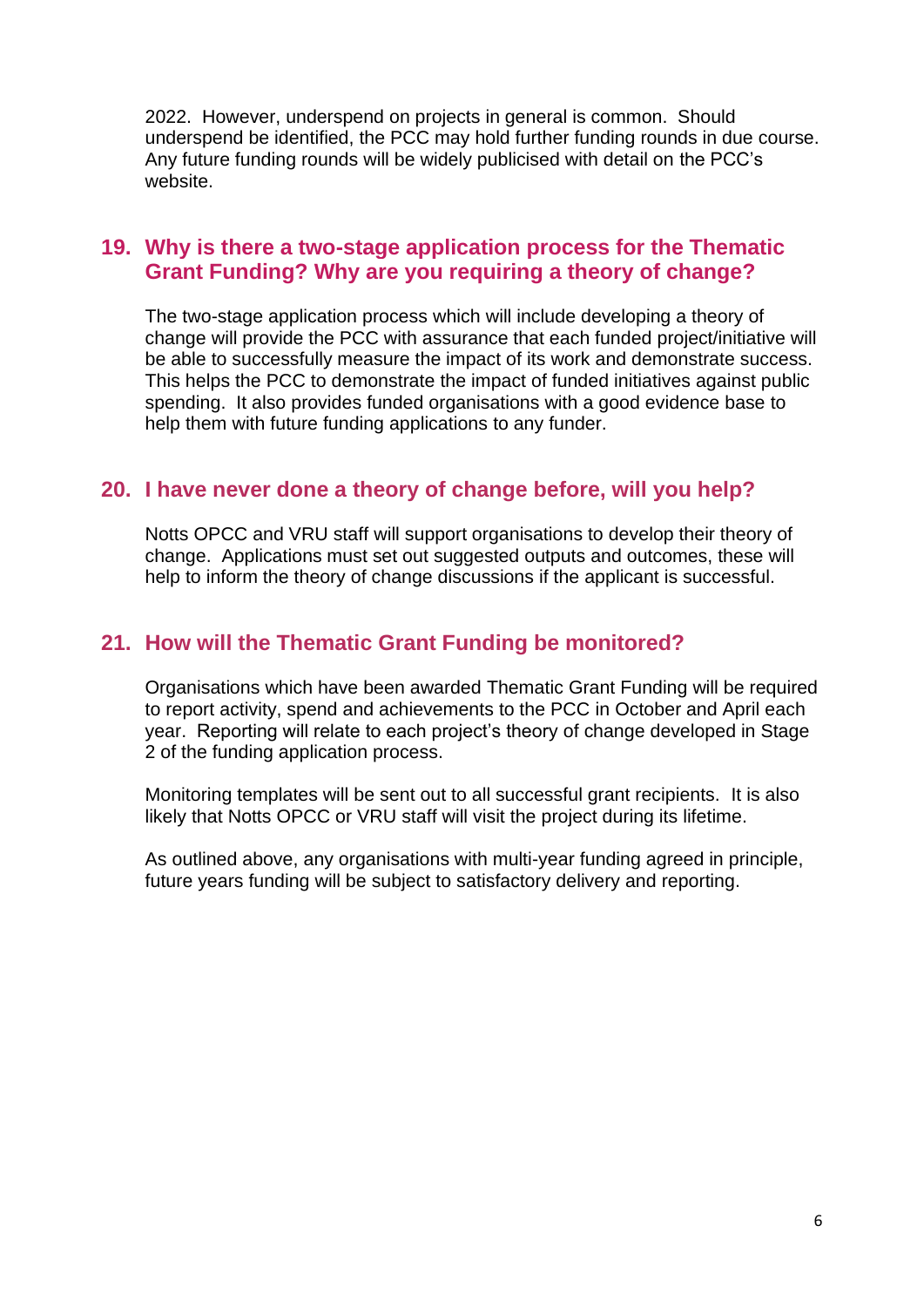2022. However, underspend on projects in general is common. Should underspend be identified, the PCC may hold further funding rounds in due course. Any future funding rounds will be widely publicised with detail on the PCC's website.

## 19. Why is there a two-stage application process for the Thematic Grant Funding? Why are you requiring a theory of change?

The two-stage application process which will include developing a theory of change will provide the PCC with assurance that each funded project/initiative will be able to successfully measure the impact of its work and demonstrate success. This helps the PCC to demonstrate the impact of funded initiatives against public spending. It also provides funded organisations with a good evidence base to help them with future funding applications to any funder.

## 20. I have never done a theory of change before, will you help?

Notts OPCC and VRU staff will support organisations to develop their theory of change. Applications must set out suggested outputs and outcomes, these will help to inform the theory of change discussions if the applicant is successful.

## 21. How will the Thematic Grant Funding be monitored?

Organisations which have been awarded Thematic Grant Funding will be required to report activity, spend and achievements to the PCC in October and April each year. Reporting will relate to each project's theory of change developed in Stage 2 of the funding application process.

Monitoring templates will be sent out to all successful grant recipients. It is also likely that Notts OPCC or VRU staff will visit the project during its lifetime.

As outlined above, any organisations with multi-year funding agreed in principle, future years funding will be subject to satisfactory delivery and reporting.